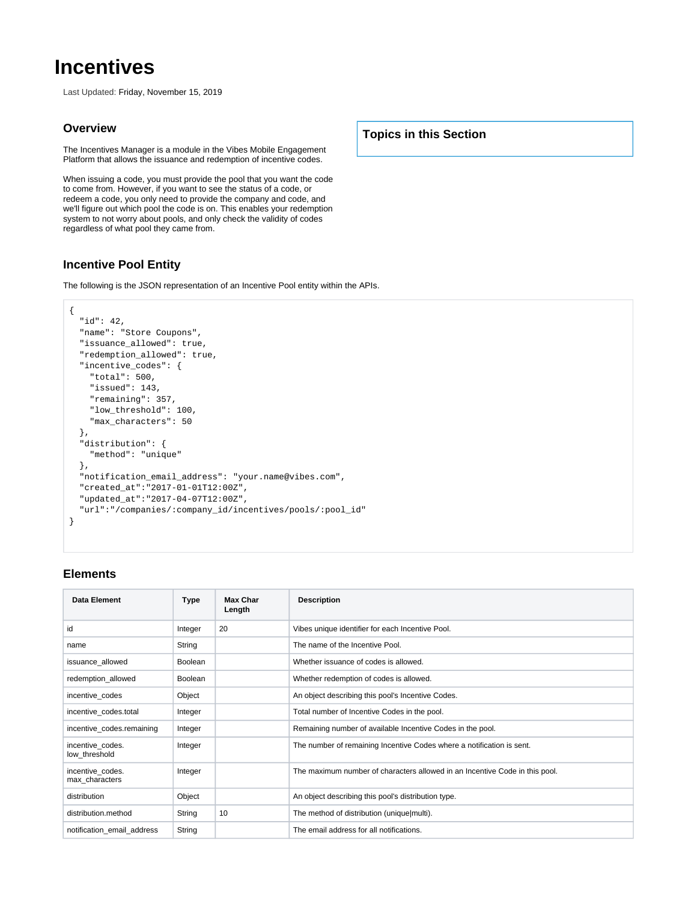# Incentives

Last Updated: Friday, November 15, 2019

## Overview

The Incentives Manager is a module in the Vibes Mobile Engagement Platform that allows the issuance and redemption of incentive codes.

When issuing a code, you must provide the pool that you want the code to come from. However, if you want to see the status of a code, or redeem a code, you only need to provide the company and code, and we'll figure out which pool the code is on. This enables your redemption system to not worry about pools, and only check the validity of codes regardless of what pool they came from.

**Topics in this Section**

## Incentive Pool Entity

The following is the JSON representation of an Incentive Pool entity within the APIs.

```
{
  "id": 42,
  "name": "Store Coupons",
  "issuance_allowed": true,
  "redemption_allowed": true,
  "incentive_codes": {
    "total": 500,
    "issued": 143,
    "remaining": 357,
    "low_threshold": 100,
    "max_characters": 50
  },
  "distribution": {
    "method": "unique"
  },
  "notification_email_address": "your.name@vibes.com",
  "created_at":"2017-01-01T12:00Z",
  "updated_at":"2017-04-07T12:00Z",
  "url":"/companies/:company_id/incentives/pools/:pool_id"
}
```

## Elements

| Data Element | Type | Max Char Length | Description |
|---|---|---|---|
| id | Integer | 20 | Vibes unique identifier for each Incentive Pool. |
| name | String | | The name of the Incentive Pool. |
| issuance_allowed | Boolean | | Whether issuance of codes is allowed. |
| redemption_allowed | Boolean | | Whether redemption of codes is allowed. |
| incentive_codes | Object | | An object describing this pool's Incentive Codes. |
| incentive_codes.total | Integer | | Total number of Incentive Codes in the pool. |
| incentive_codes.remaining | Integer | | Remaining number of available Incentive Codes in the pool. |
| incentive_codes.low_threshold | Integer | | The number of remaining Incentive Codes where a notification is sent. |
| incentive_codes.max_characters | Integer | | The maximum number of characters allowed in an Incentive Code in this pool. |
| distribution | Object | | An object describing this pool's distribution type. |
| distribution.method | String | 10 | The method of distribution (unique\|multi). |
| notification_email_address | String | | The email address for all notifications. |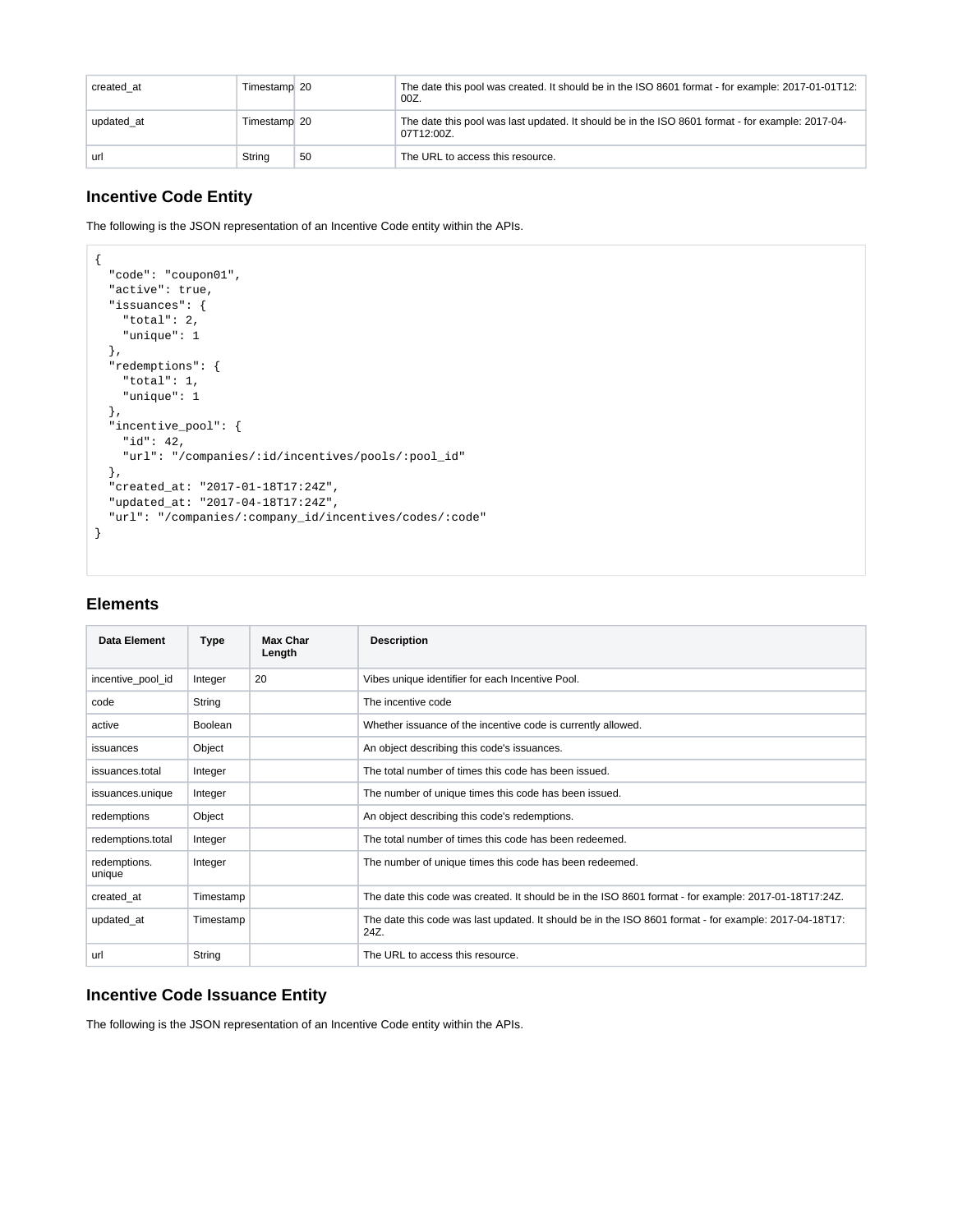| created_at | Timestamp | 20 | The date this pool was created. It should be in the ISO 8601 format - for example: 2017-01-01T12:00Z. |
|---|---|---|---|
| updated_at | Timestamp | 20 | The date this pool was last updated. It should be in the ISO 8601 format - for example: 2017-04-07T12:00Z. |
| url | String | 50 | The URL to access this resource. |

### Incentive Code Entity

The following is the JSON representation of an Incentive Code entity within the APIs.

```
{
  "code": "coupon01",
  "active": true,
  "issuances": {
    "total": 2,
    "unique": 1
  },
  "redemptions": {
    "total": 1,
    "unique": 1
  },
  "incentive_pool": {
    "id": 42,
    "url": "/companies/:id/incentives/pools/:pool_id"
  },
  "created_at: "2017-01-18T17:24Z",
  "updated_at: "2017-04-18T17:24Z",
  "url": "/companies/:company_id/incentives/codes/:code"
}
```

### Elements

| Data Element | Type | Max Char Length | Description |
|---|---|---|---|
| incentive_pool_id | Integer | 20 | Vibes unique identifier for each Incentive Pool. |
| code | String | | The incentive code |
| active | Boolean | | Whether issuance of the incentive code is currently allowed. |
| issuances | Object | | An object describing this code's issuances. |
| issuances.total | Integer | | The total number of times this code has been issued. |
| issuances.unique | Integer | | The number of unique times this code has been issued. |
| redemptions | Object | | An object describing this code's redemptions. |
| redemptions.total | Integer | | The total number of times this code has been redeemed. |
| redemptions.unique | Integer | | The number of unique times this code has been redeemed. |
| created_at | Timestamp | | The date this code was created. It should be in the ISO 8601 format - for example: 2017-01-18T17:24Z. |
| updated_at | Timestamp | | The date this code was last updated. It should be in the ISO 8601 format - for example: 2017-04-18T17:24Z. |
| url | String | | The URL to access this resource. |

### Incentive Code Issuance Entity

The following is the JSON representation of an Incentive Code entity within the APIs.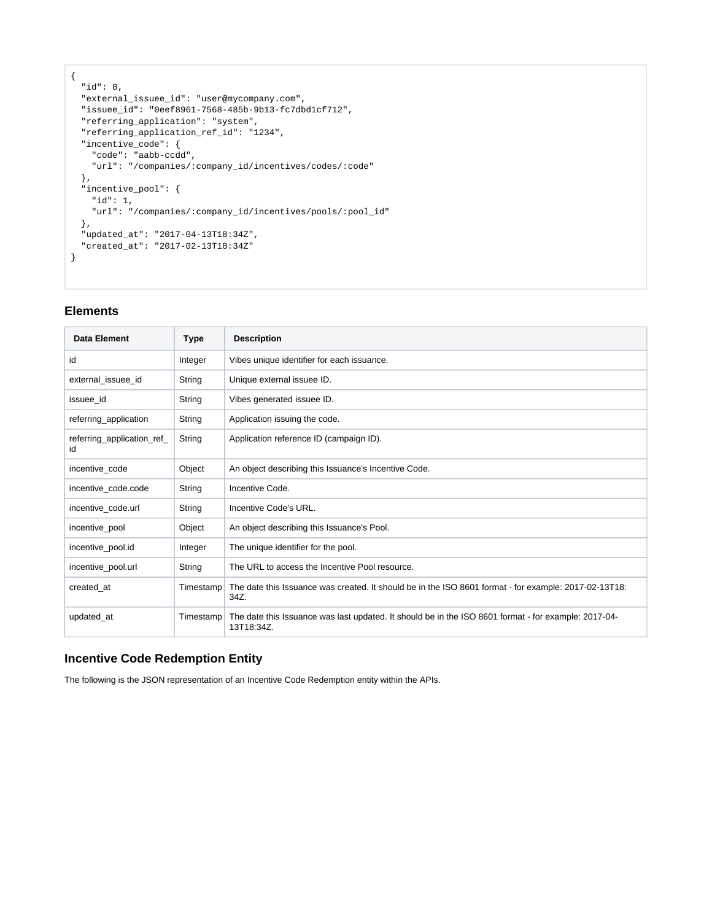```
{
  "id": 8,
  "external_issuee_id": "user@mycompany.com",
  "issuee_id": "0eef8961-7568-485b-9b13-fc7dbd1cf712",
  "referring_application": "system",
  "referring_application_ref_id": "1234",
  "incentive_code": {
    "code": "aabb-ccdd",
    "url": "/companies/:company_id/incentives/codes/:code"
  },
  "incentive_pool": {
    "id": 1,
    "url": "/companies/:company_id/incentives/pools/:pool_id"
  },
  "updated_at": "2017-04-13T18:34Z",
  "created_at": "2017-02-13T18:34Z"
}
```

### Elements

| Data Element | Type | Description |
| --- | --- | --- |
| id | Integer | Vibes unique identifier for each issuance. |
| external_issuee_id | String | Unique external issuee ID. |
| issuee_id | String | Vibes generated issuee ID. |
| referring_application | String | Application issuing the code. |
| referring_application_ref_id | String | Application reference ID (campaign ID). |
| incentive_code | Object | An object describing this Issuance's Incentive Code. |
| incentive_code.code | String | Incentive Code. |
| incentive_code.url | String | Incentive Code's URL. |
| incentive_pool | Object | An object describing this Issuance's Pool. |
| incentive_pool.id | Integer | The unique identifier for the pool. |
| incentive_pool.url | String | The URL to access the Incentive Pool resource. |
| created_at | Timestamp | The date this Issuance was created. It should be in the ISO 8601 format - for example: 2017-02-13T18:34Z. |
| updated_at | Timestamp | The date this Issuance was last updated. It should be in the ISO 8601 format - for example: 2017-04-13T18:34Z. |

### Incentive Code Redemption Entity

The following is the JSON representation of an Incentive Code Redemption entity within the APIs.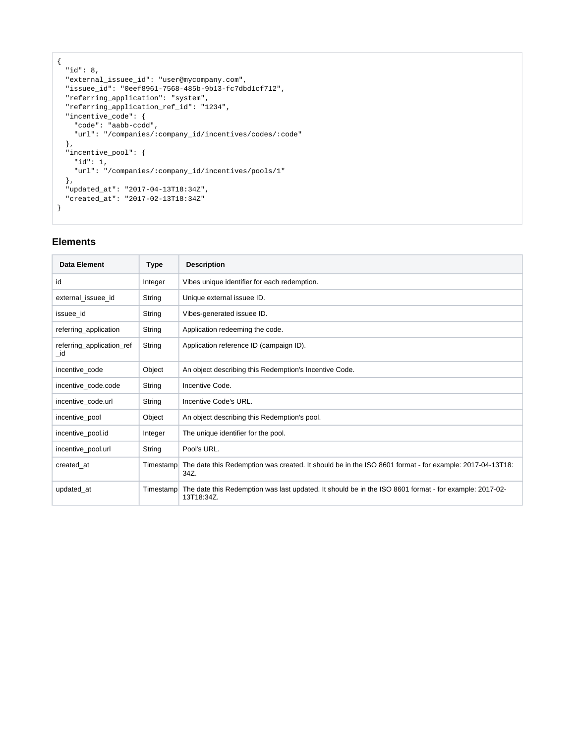```
{
  "id": 8,
  "external_issuee_id": "user@mycompany.com",
  "issuee_id": "0eef8961-7568-485b-9b13-fc7dbd1cf712",
  "referring_application": "system",
  "referring_application_ref_id": "1234",
  "incentive_code": {
    "code": "aabb-ccdd",
    "url": "/companies/:company_id/incentives/codes/:code"
  },
  "incentive_pool": {
    "id": 1,
    "url": "/companies/:company_id/incentives/pools/1"
  },
  "updated_at": "2017-04-13T18:34Z",
  "created_at": "2017-02-13T18:34Z"
}
```

### Elements

| Data Element | Type | Description |
|---|---|---|
| id | Integer | Vibes unique identifier for each redemption. |
| external_issuee_id | String | Unique external issuee ID. |
| issuee_id | String | Vibes-generated issuee ID. |
| referring_application | String | Application redeeming the code. |
| referring_application_ref_id | String | Application reference ID (campaign ID). |
| incentive_code | Object | An object describing this Redemption's Incentive Code. |
| incentive_code.code | String | Incentive Code. |
| incentive_code.url | String | Incentive Code's URL. |
| incentive_pool | Object | An object describing this Redemption's pool. |
| incentive_pool.id | Integer | The unique identifier for the pool. |
| incentive_pool.url | String | Pool's URL. |
| created_at | Timestamp | The date this Redemption was created. It should be in the ISO 8601 format - for example: 2017-04-13T18:34Z. |
| updated_at | Timestamp | The date this Redemption was last updated. It should be in the ISO 8601 format - for example: 2017-02-13T18:34Z. |